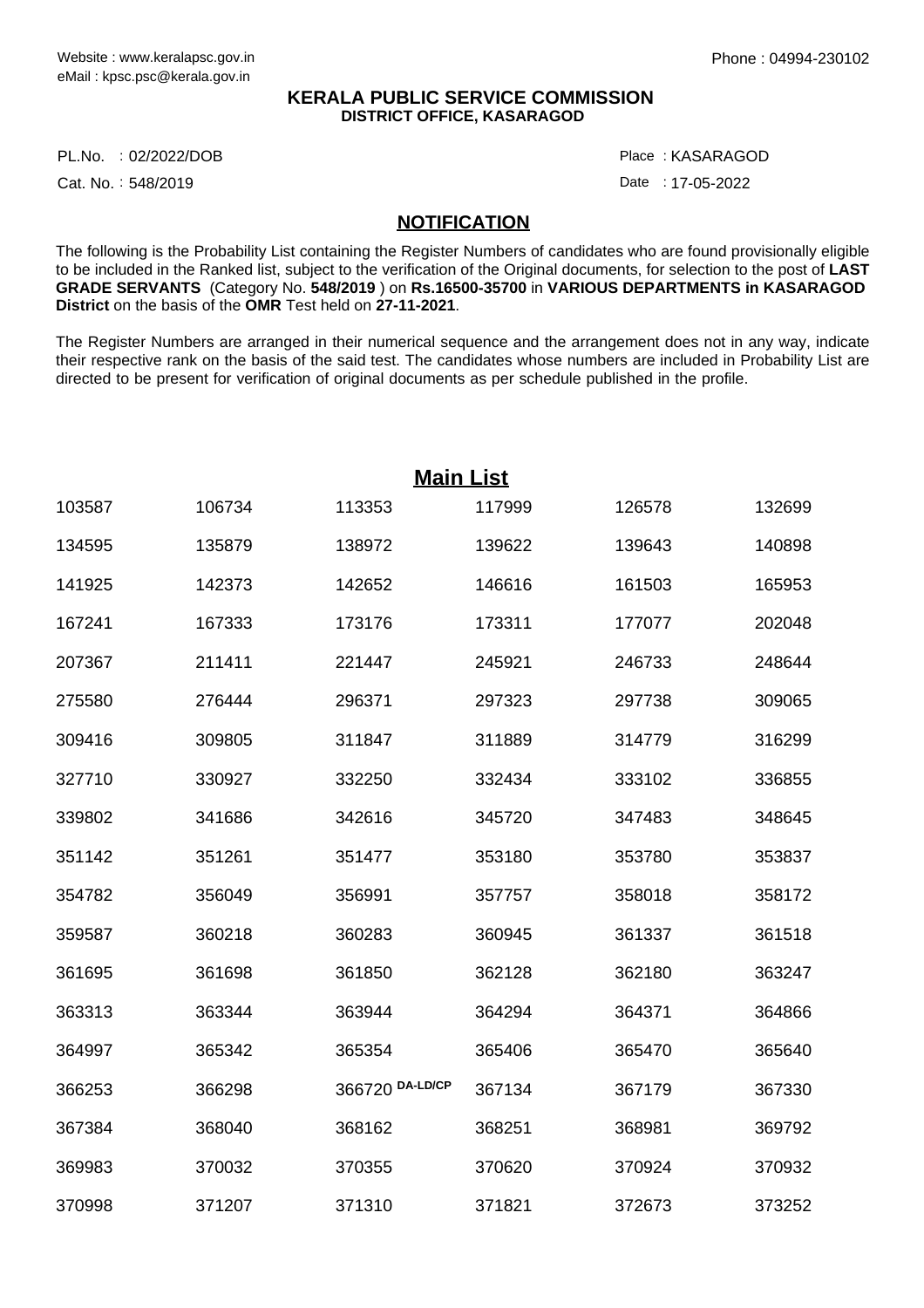Website : www.keralapsc.gov.in
eMail : kpsc.psc@kerala.gov.in

Phone : 04994-230102

**KERALA PUBLIC SERVICE COMMISSION**
**DISTRICT OFFICE, KASARAGOD**

PL.No. : 02/2022/DOB

Place : KASARAGOD

Cat. No. : 548/2019

Date : 17-05-2022

## NOTIFICATION

The following is the Probability List containing the Register Numbers of candidates who are found provisionally eligible to be included in the Ranked list, subject to the verification of the Original documents, for selection to the post of **LAST GRADE SERVANTS** (Category No. **548/2019** ) on **Rs.16500-35700** in **VARIOUS DEPARTMENTS in KASARAGOD District** on the basis of the **OMR** Test held on **27-11-2021**.

The Register Numbers are arranged in their numerical sequence and the arrangement does not in any way, indicate their respective rank on the basis of the said test. The candidates whose numbers are included in Probability List are directed to be present for verification of original documents as per schedule published in the profile.

## Main List

| | | | | | |
|---|---|---|---|---|---|
| 103587 | 106734 | 113353 | 117999 | 126578 | 132699 |
| 134595 | 135879 | 138972 | 139622 | 139643 | 140898 |
| 141925 | 142373 | 142652 | 146616 | 161503 | 165953 |
| 167241 | 167333 | 173176 | 173311 | 177077 | 202048 |
| 207367 | 211411 | 221447 | 245921 | 246733 | 248644 |
| 275580 | 276444 | 296371 | 297323 | 297738 | 309065 |
| 309416 | 309805 | 311847 | 311889 | 314779 | 316299 |
| 327710 | 330927 | 332250 | 332434 | 333102 | 336855 |
| 339802 | 341686 | 342616 | 345720 | 347483 | 348645 |
| 351142 | 351261 | 351477 | 353180 | 353780 | 353837 |
| 354782 | 356049 | 356991 | 357757 | 358018 | 358172 |
| 359587 | 360218 | 360283 | 360945 | 361337 | 361518 |
| 361695 | 361698 | 361850 | 362128 | 362180 | 363247 |
| 363313 | 363344 | 363944 | 364294 | 364371 | 364866 |
| 364997 | 365342 | 365354 | 365406 | 365470 | 365640 |
| 366253 | 366298 | 366720 DA-LD/CP | 367134 | 367179 | 367330 |
| 367384 | 368040 | 368162 | 368251 | 368981 | 369792 |
| 369983 | 370032 | 370355 | 370620 | 370924 | 370932 |
| 370998 | 371207 | 371310 | 371821 | 372673 | 373252 |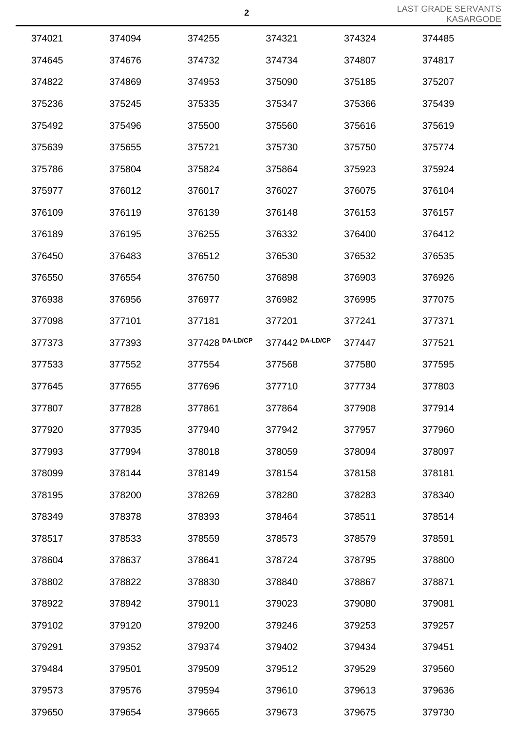| | | | | | |
|---|---|---|---|---|---|
| 374021 | 374094 | 374255 | 374321 | 374324 | 374485 |
| 374645 | 374676 | 374732 | 374734 | 374807 | 374817 |
| 374822 | 374869 | 374953 | 375090 | 375185 | 375207 |
| 375236 | 375245 | 375335 | 375347 | 375366 | 375439 |
| 375492 | 375496 | 375500 | 375560 | 375616 | 375619 |
| 375639 | 375655 | 375721 | 375730 | 375750 | 375774 |
| 375786 | 375804 | 375824 | 375864 | 375923 | 375924 |
| 375977 | 376012 | 376017 | 376027 | 376075 | 376104 |
| 376109 | 376119 | 376139 | 376148 | 376153 | 376157 |
| 376189 | 376195 | 376255 | 376332 | 376400 | 376412 |
| 376450 | 376483 | 376512 | 376530 | 376532 | 376535 |
| 376550 | 376554 | 376750 | 376898 | 376903 | 376926 |
| 376938 | 376956 | 376977 | 376982 | 376995 | 377075 |
| 377098 | 377101 | 377181 | 377201 | 377241 | 377371 |
| 377373 | 377393 | 377428 DA-LD/CP | 377442 DA-LD/CP | 377447 | 377521 |
| 377533 | 377552 | 377554 | 377568 | 377580 | 377595 |
| 377645 | 377655 | 377696 | 377710 | 377734 | 377803 |
| 377807 | 377828 | 377861 | 377864 | 377908 | 377914 |
| 377920 | 377935 | 377940 | 377942 | 377957 | 377960 |
| 377993 | 377994 | 378018 | 378059 | 378094 | 378097 |
| 378099 | 378144 | 378149 | 378154 | 378158 | 378181 |
| 378195 | 378200 | 378269 | 378280 | 378283 | 378340 |
| 378349 | 378378 | 378393 | 378464 | 378511 | 378514 |
| 378517 | 378533 | 378559 | 378573 | 378579 | 378591 |
| 378604 | 378637 | 378641 | 378724 | 378795 | 378800 |
| 378802 | 378822 | 378830 | 378840 | 378867 | 378871 |
| 378922 | 378942 | 379011 | 379023 | 379080 | 379081 |
| 379102 | 379120 | 379200 | 379246 | 379253 | 379257 |
| 379291 | 379352 | 379374 | 379402 | 379434 | 379451 |
| 379484 | 379501 | 379509 | 379512 | 379529 | 379560 |
| 379573 | 379576 | 379594 | 379610 | 379613 | 379636 |
| 379650 | 379654 | 379665 | 379673 | 379675 | 379730 |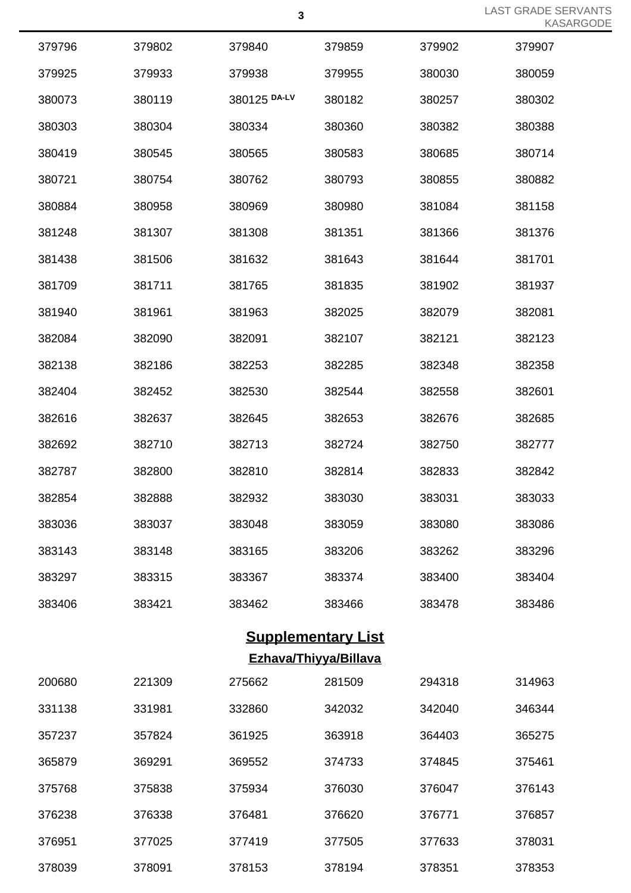| | | | | | |
|---|---|---|---|---|---|
| 379796 | 379802 | 379840 | 379859 | 379902 | 379907 |
| 379925 | 379933 | 379938 | 379955 | 380030 | 380059 |
| 380073 | 380119 | 380125 DA-LV | 380182 | 380257 | 380302 |
| 380303 | 380304 | 380334 | 380360 | 380382 | 380388 |
| 380419 | 380545 | 380565 | 380583 | 380685 | 380714 |
| 380721 | 380754 | 380762 | 380793 | 380855 | 380882 |
| 380884 | 380958 | 380969 | 380980 | 381084 | 381158 |
| 381248 | 381307 | 381308 | 381351 | 381366 | 381376 |
| 381438 | 381506 | 381632 | 381643 | 381644 | 381701 |
| 381709 | 381711 | 381765 | 381835 | 381902 | 381937 |
| 381940 | 381961 | 381963 | 382025 | 382079 | 382081 |
| 382084 | 382090 | 382091 | 382107 | 382121 | 382123 |
| 382138 | 382186 | 382253 | 382285 | 382348 | 382358 |
| 382404 | 382452 | 382530 | 382544 | 382558 | 382601 |
| 382616 | 382637 | 382645 | 382653 | 382676 | 382685 |
| 382692 | 382710 | 382713 | 382724 | 382750 | 382777 |
| 382787 | 382800 | 382810 | 382814 | 382833 | 382842 |
| 382854 | 382888 | 382932 | 383030 | 383031 | 383033 |
| 383036 | 383037 | 383048 | 383059 | 383080 | 383086 |
| 383143 | 383148 | 383165 | 383206 | 383262 | 383296 |
| 383297 | 383315 | 383367 | 383374 | 383400 | 383404 |
| 383406 | 383421 | 383462 | 383466 | 383478 | 383486 |

## Supplementary List

### Ezhava/Thiyya/Billava

| | | | | | |
|---|---|---|---|---|---|
| 200680 | 221309 | 275662 | 281509 | 294318 | 314963 |
| 331138 | 331981 | 332860 | 342032 | 342040 | 346344 |
| 357237 | 357824 | 361925 | 363918 | 364403 | 365275 |
| 365879 | 369291 | 369552 | 374733 | 374845 | 375461 |
| 375768 | 375838 | 375934 | 376030 | 376047 | 376143 |
| 376238 | 376338 | 376481 | 376620 | 376771 | 376857 |
| 376951 | 377025 | 377419 | 377505 | 377633 | 378031 |
| 378039 | 378091 | 378153 | 378194 | 378351 | 378353 |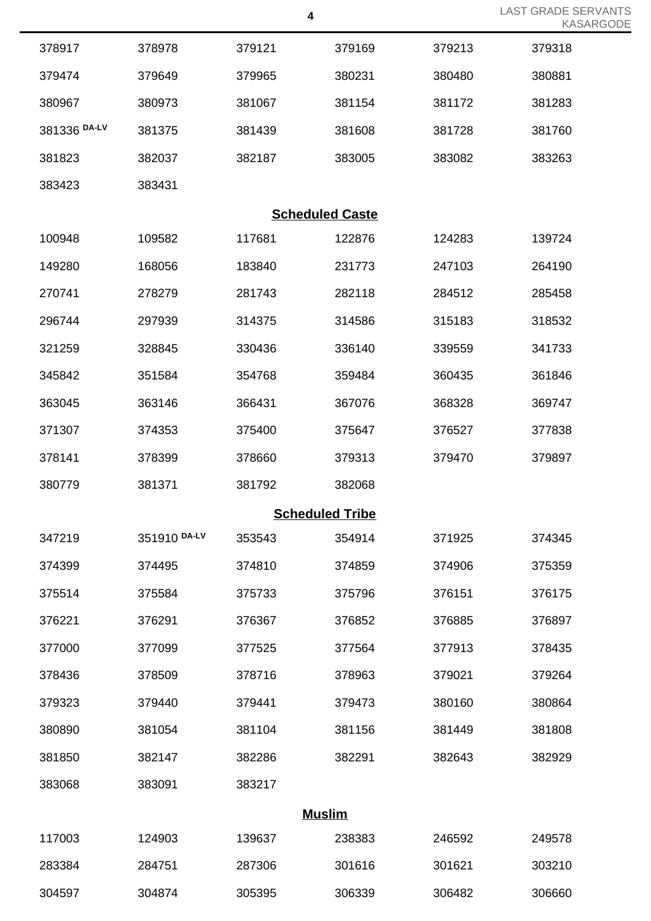| | | | | | |
|---|---|---|---|---|---|
| 378917 | 378978 | 379121 | 379169 | 379213 | 379318 |
| 379474 | 379649 | 379965 | 380231 | 380480 | 380881 |
| 380967 | 380973 | 381067 | 381154 | 381172 | 381283 |
| 381336 DA-LV | 381375 | 381439 | 381608 | 381728 | 381760 |
| 381823 | 382037 | 382187 | 383005 | 383082 | 383263 |
| 383423 | 383431 | | | | |

## Scheduled Caste

| | | | | | |
|---|---|---|---|---|---|
| 100948 | 109582 | 117681 | 122876 | 124283 | 139724 |
| 149280 | 168056 | 183840 | 231773 | 247103 | 264190 |
| 270741 | 278279 | 281743 | 282118 | 284512 | 285458 |
| 296744 | 297939 | 314375 | 314586 | 315183 | 318532 |
| 321259 | 328845 | 330436 | 336140 | 339559 | 341733 |
| 345842 | 351584 | 354768 | 359484 | 360435 | 361846 |
| 363045 | 363146 | 366431 | 367076 | 368328 | 369747 |
| 371307 | 374353 | 375400 | 375647 | 376527 | 377838 |
| 378141 | 378399 | 378660 | 379313 | 379470 | 379897 |
| 380779 | 381371 | 381792 | 382068 | | |

## Scheduled Tribe

| | | | | | |
|---|---|---|---|---|---|
| 347219 | 351910 DA-LV | 353543 | 354914 | 371925 | 374345 |
| 374399 | 374495 | 374810 | 374859 | 374906 | 375359 |
| 375514 | 375584 | 375733 | 375796 | 376151 | 376175 |
| 376221 | 376291 | 376367 | 376852 | 376885 | 376897 |
| 377000 | 377099 | 377525 | 377564 | 377913 | 378435 |
| 378436 | 378509 | 378716 | 378963 | 379021 | 379264 |
| 379323 | 379440 | 379441 | 379473 | 380160 | 380864 |
| 380890 | 381054 | 381104 | 381156 | 381449 | 381808 |
| 381850 | 382147 | 382286 | 382291 | 382643 | 382929 |
| 383068 | 383091 | 383217 | | | |

## Muslim

| | | | | | |
|---|---|---|---|---|---|
| 117003 | 124903 | 139637 | 238383 | 246592 | 249578 |
| 283384 | 284751 | 287306 | 301616 | 301621 | 303210 |
| 304597 | 304874 | 305395 | 306339 | 306482 | 306660 |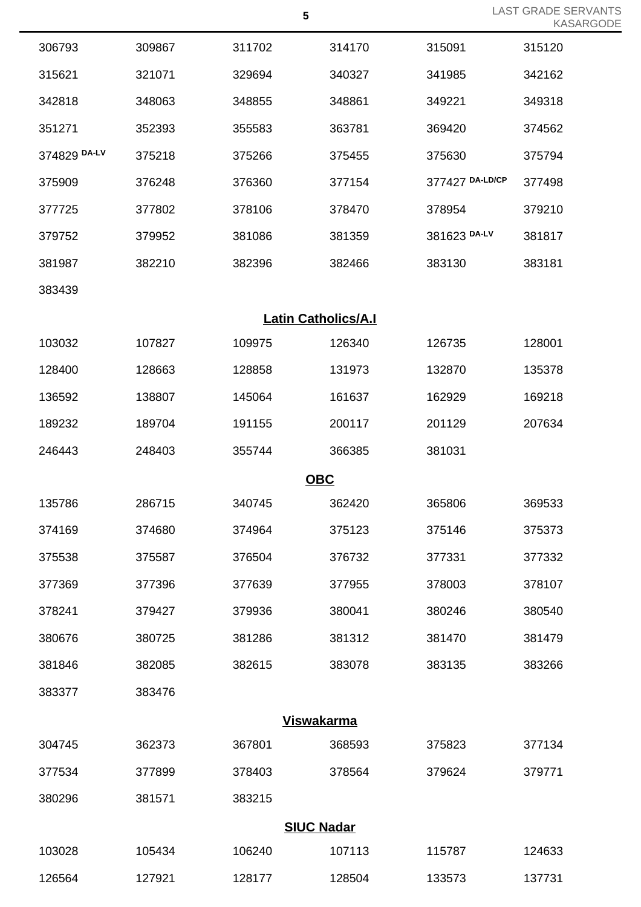| | | | | | |
|---|---|---|---|---|---|
| 306793 | 309867 | 311702 | 314170 | 315091 | 315120 |
| 315621 | 321071 | 329694 | 340327 | 341985 | 342162 |
| 342818 | 348063 | 348855 | 348861 | 349221 | 349318 |
| 351271 | 352393 | 355583 | 363781 | 369420 | 374562 |
| 374829 DA-LV | 375218 | 375266 | 375455 | 375630 | 375794 |
| 375909 | 376248 | 376360 | 377154 | 377427 DA-LD/CP | 377498 |
| 377725 | 377802 | 378106 | 378470 | 378954 | 379210 |
| 379752 | 379952 | 381086 | 381359 | 381623 DA-LV | 381817 |
| 381987 | 382210 | 382396 | 382466 | 383130 | 383181 |
| 383439 | | | | | |

## Latin Catholics/A.I

| | | | | | |
|---|---|---|---|---|---|
| 103032 | 107827 | 109975 | 126340 | 126735 | 128001 |
| 128400 | 128663 | 128858 | 131973 | 132870 | 135378 |
| 136592 | 138807 | 145064 | 161637 | 162929 | 169218 |
| 189232 | 189704 | 191155 | 200117 | 201129 | 207634 |
| 246443 | 248403 | 355744 | 366385 | 381031 | |

## OBC

| | | | | | |
|---|---|---|---|---|---|
| 135786 | 286715 | 340745 | 362420 | 365806 | 369533 |
| 374169 | 374680 | 374964 | 375123 | 375146 | 375373 |
| 375538 | 375587 | 376504 | 376732 | 377331 | 377332 |
| 377369 | 377396 | 377639 | 377955 | 378003 | 378107 |
| 378241 | 379427 | 379936 | 380041 | 380246 | 380540 |
| 380676 | 380725 | 381286 | 381312 | 381470 | 381479 |
| 381846 | 382085 | 382615 | 383078 | 383135 | 383266 |
| 383377 | 383476 | | | | |

## Viswakarma

| | | | | | |
|---|---|---|---|---|---|
| 304745 | 362373 | 367801 | 368593 | 375823 | 377134 |
| 377534 | 377899 | 378403 | 378564 | 379624 | 379771 |
| 380296 | 381571 | 383215 | | | |

## SIUC Nadar

| | | | | | |
|---|---|---|---|---|---|
| 103028 | 105434 | 106240 | 107113 | 115787 | 124633 |
| 126564 | 127921 | 128177 | 128504 | 133573 | 137731 |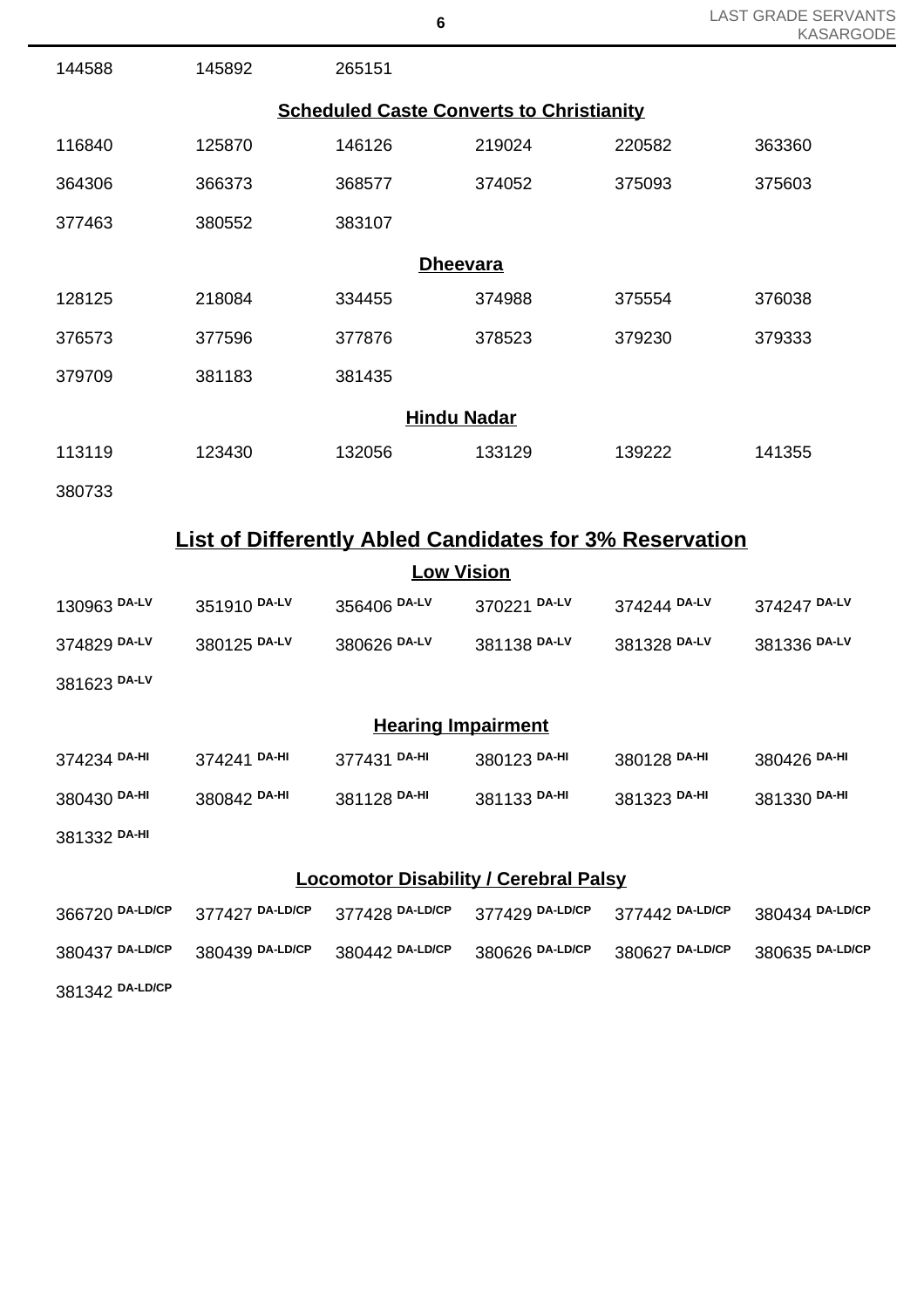| | | | | | |
|---|---|---|---|---|---|
| 144588 | 145892 | 265151 | | | |

**Scheduled Caste Converts to Christianity**

| | | | | | |
|---|---|---|---|---|---|
| 116840 | 125870 | 146126 | 219024 | 220582 | 363360 |
| 364306 | 366373 | 368577 | 374052 | 375093 | 375603 |
| 377463 | 380552 | 383107 | | | |

**Dheevara**

| | | | | | |
|---|---|---|---|---|---|
| 128125 | 218084 | 334455 | 374988 | 375554 | 376038 |
| 376573 | 377596 | 377876 | 378523 | 379230 | 379333 |
| 379709 | 381183 | 381435 | | | |

**Hindu Nadar**

| | | | | | |
|---|---|---|---|---|---|
| 113119 | 123430 | 132056 | 133129 | 139222 | 141355 |
| 380733 | | | | | |

## List of Differently Abled Candidates for 3% Reservation

**Low Vision**

| | | | | | |
|---|---|---|---|---|---|
| 130963 DA-LV | 351910 DA-LV | 356406 DA-LV | 370221 DA-LV | 374244 DA-LV | 374247 DA-LV |
| 374829 DA-LV | 380125 DA-LV | 380626 DA-LV | 381138 DA-LV | 381328 DA-LV | 381336 DA-LV |
| 381623 DA-LV | | | | | |

**Hearing Impairment**

| | | | | | |
|---|---|---|---|---|---|
| 374234 DA-HI | 374241 DA-HI | 377431 DA-HI | 380123 DA-HI | 380128 DA-HI | 380426 DA-HI |
| 380430 DA-HI | 380842 DA-HI | 381128 DA-HI | 381133 DA-HI | 381323 DA-HI | 381330 DA-HI |
| 381332 DA-HI | | | | | |

**Locomotor Disability / Cerebral Palsy**

| | | | | | |
|---|---|---|---|---|---|
| 366720 DA-LD/CP | 377427 DA-LD/CP | 377428 DA-LD/CP | 377429 DA-LD/CP | 377442 DA-LD/CP | 380434 DA-LD/CP |
| 380437 DA-LD/CP | 380439 DA-LD/CP | 380442 DA-LD/CP | 380626 DA-LD/CP | 380627 DA-LD/CP | 380635 DA-LD/CP |
| 381342 DA-LD/CP | | | | | |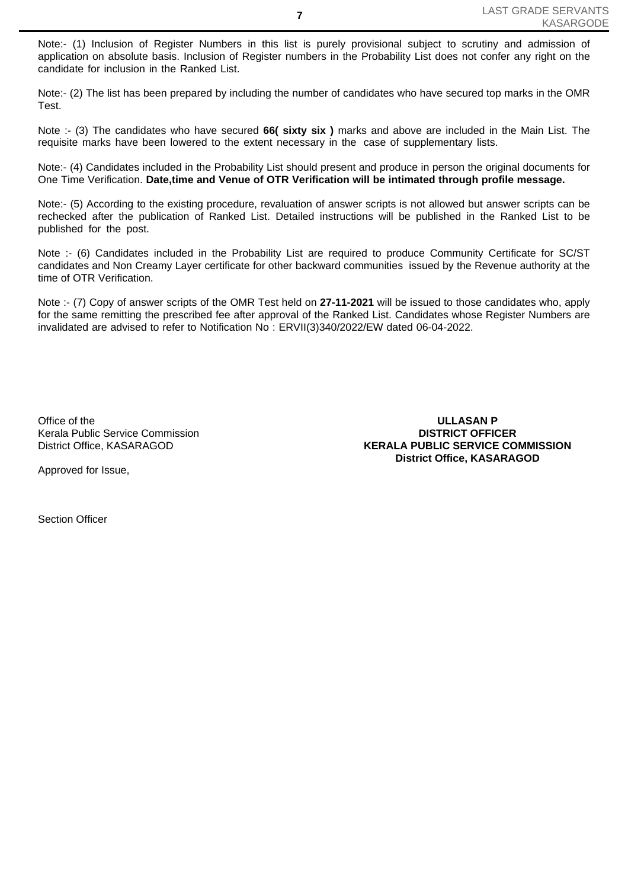Note:- (1) Inclusion of Register Numbers in this list is purely provisional subject to scrutiny and admission of application on absolute basis. Inclusion of Register numbers in the Probability List does not confer any right on the candidate for inclusion in the Ranked List.

Note:- (2) The list has been prepared by including the number of candidates who have secured top marks in the OMR Test.

Note :- (3) The candidates who have secured **66( sixty six )** marks and above are included in the Main List. The requisite marks have been lowered to the extent necessary in the case of supplementary lists.

Note:- (4) Candidates included in the Probability List should present and produce in person the original documents for One Time Verification. **Date,time and Venue of OTR Verification will be intimated through profile message.**

Note:- (5) According to the existing procedure, revaluation of answer scripts is not allowed but answer scripts can be rechecked after the publication of Ranked List. Detailed instructions will be published in the Ranked List to be published for the post.

Note :- (6) Candidates included in the Probability List are required to produce Community Certificate for SC/ST candidates and Non Creamy Layer certificate for other backward communities issued by the Revenue authority at the time of OTR Verification.

Note :- (7) Copy of answer scripts of the OMR Test held on **27-11-2021** will be issued to those candidates who, apply for the same remitting the prescribed fee after approval of the Ranked List. Candidates whose Register Numbers are invalidated are advised to refer to Notification No : ERVII(3)340/2022/EW dated 06-04-2022.

**ULLASAN P**
**DISTRICT OFFICER**
**KERALA PUBLIC SERVICE COMMISSION**
**District Office, KASARAGOD**

Office of the
Kerala Public Service Commission
District Office, KASARAGOD

Approved for Issue,

Section Officer